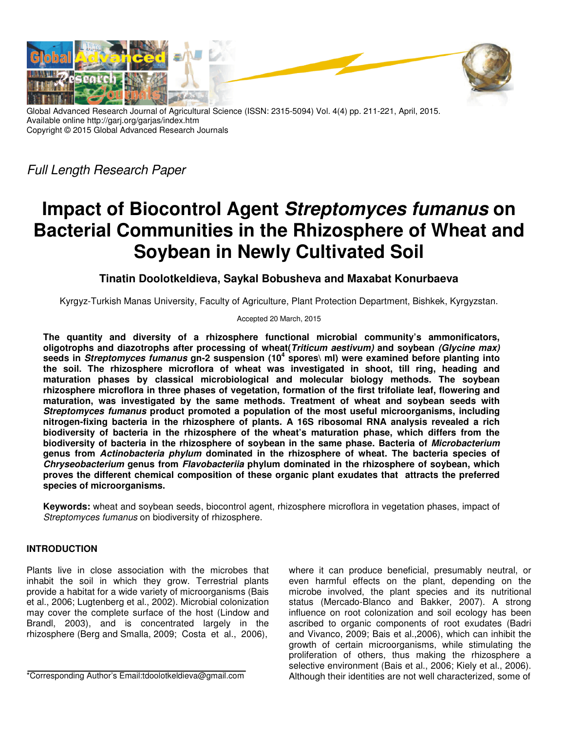Global Advanced Research Journal of Agricultural Science (ISSN: 2315-5094) Vol. 4(4) pp. 211-221, April, 2015.
Available online http://garj.org/garjas/index.htm
Copyright © 2015 Global Advanced Research Journals

*Full Length Research Paper*

# Impact of Biocontrol Agent *Streptomyces fumanus* on Bacterial Communities in the Rhizosphere of Wheat and Soybean in Newly Cultivated Soil

**Tinatin Doolotkeldieva, Saykal Bobusheva and Maxabat Konurbaeva**

Kyrgyz-Turkish Manas University, Faculty of Agriculture, Plant Protection Department, Bishkek, Kyrgyzstan.

Accepted 20 March, 2015

**The quantity and diversity of a rhizosphere functional microbial community's ammonificators, oligotrophs and diazotrophs after processing of wheat(*Triticum aestivum)* and soybean *(Glycine max)* seeds in *Streptomyces fumanus* gn-2 suspension ($10^4$ spores\ ml) were examined before planting into the soil. The rhizosphere microflora of wheat was investigated in shoot, till ring, heading and maturation phases by classical microbiological and molecular biology methods. The soybean rhizosphere microflora in three phases of vegetation, formation of the first trifoliate leaf, flowering and maturation, was investigated by the same methods. Treatment of wheat and soybean seeds with *Streptomyces fumanus* product promoted a population of the most useful microorganisms, including nitrogen-fixing bacteria in the rhizosphere of plants. A 16S ribosomal RNA analysis revealed a rich biodiversity of bacteria in the rhizosphere of the wheat's maturation phase, which differs from the biodiversity of bacteria in the rhizosphere of soybean in the same phase. Bacteria of *Microbacterium* genus from *Actinobacteria phylum* dominated in the rhizosphere of wheat. The bacteria species of *Chryseobacterium* genus from *Flavobacteriia* phylum dominated in the rhizosphere of soybean, which proves the different chemical composition of these organic plant exudates that attracts the preferred species of microorganisms.**

**Keywords:** wheat and soybean seeds, biocontrol agent, rhizosphere microflora in vegetation phases, impact of *Streptomyces fumanus* on biodiversity of rhizosphere.

## INTRODUCTION

Plants live in close association with the microbes that inhabit the soil in which they grow. Terrestrial plants provide a habitat for a wide variety of microorganisms (Bais et al., 2006; Lugtenberg et al., 2002). Microbial colonization may cover the complete surface of the host (Lindow and Brandl, 2003), and is concentrated largely in the rhizosphere (Berg and Smalla, 2009; Costa et al., 2006), where it can produce beneficial, presumably neutral, or even harmful effects on the plant, depending on the microbe involved, the plant species and its nutritional status (Mercado-Blanco and Bakker, 2007). A strong influence on root colonization and soil ecology has been ascribed to organic components of root exudates (Badri and Vivanco, 2009; Bais et al.,2006), which can inhibit the growth of certain microorganisms, while stimulating the proliferation of others, thus making the rhizosphere a selective environment (Bais et al., 2006; Kiely et al., 2006). Although their identities are not well characterized, some of

*Corresponding Author's Email:tdoolotkeldieva@gmail.com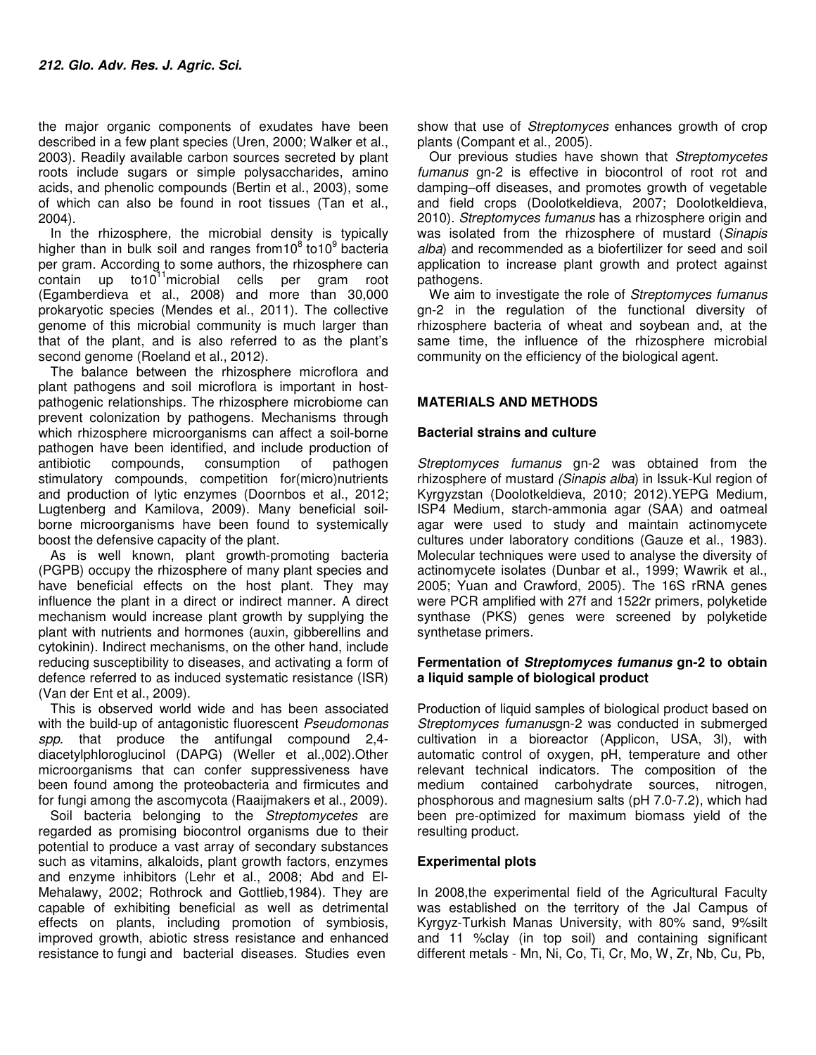the major organic components of exudates have been described in a few plant species (Uren, 2000; Walker et al., 2003). Readily available carbon sources secreted by plant roots include sugars or simple polysaccharides, amino acids, and phenolic compounds (Bertin et al., 2003), some of which can also be found in root tissues (Tan et al., 2004).

In the rhizosphere, the microbial density is typically higher than in bulk soil and ranges from$10^8$ to$10^9$ bacteria per gram. According to some authors, the rhizosphere can contain up to$10^{11}$microbial cells per gram root (Egamberdieva et al., 2008) and more than 30,000 prokaryotic species (Mendes et al., 2011). The collective genome of this microbial community is much larger than that of the plant, and is also referred to as the plant's second genome (Roeland et al., 2012).

The balance between the rhizosphere microflora and plant pathogens and soil microflora is important in host-pathogenic relationships. The rhizosphere microbiome can prevent colonization by pathogens. Mechanisms through which rhizosphere microorganisms can affect a soil-borne pathogen have been identified, and include production of antibiotic compounds, consumption of pathogen stimulatory compounds, competition for(micro)nutrients and production of lytic enzymes (Doornbos et al., 2012; Lugtenberg and Kamilova, 2009). Many beneficial soil-borne microorganisms have been found to systemically boost the defensive capacity of the plant.

As is well known, plant growth-promoting bacteria (PGPB) occupy the rhizosphere of many plant species and have beneficial effects on the host plant. They may influence the plant in a direct or indirect manner. A direct mechanism would increase plant growth by supplying the plant with nutrients and hormones (auxin, gibberellins and cytokinin). Indirect mechanisms, on the other hand, include reducing susceptibility to diseases, and activating a form of defence referred to as induced systematic resistance (ISR) (Van der Ent et al., 2009).

This is observed world wide and has been associated with the build-up of antagonistic fluorescent *Pseudomonas spp*. that produce the antifungal compound 2,4-diacetylphloroglucinol (DAPG) (Weller et al.,002).Other microorganisms that can confer suppressiveness have been found among the proteobacteria and firmicutes and for fungi among the ascomycota (Raaijmakers et al., 2009).

Soil bacteria belonging to the *Streptomycetes* are regarded as promising biocontrol organisms due to their potential to produce a vast array of secondary substances such as vitamins, alkaloids, plant growth factors, enzymes and enzyme inhibitors (Lehr et al., 2008; Abd and El-Mehalawy, 2002; Rothrock and Gottlieb,1984). They are capable of exhibiting beneficial as well as detrimental effects on plants, including promotion of symbiosis, improved growth, abiotic stress resistance and enhanced resistance to fungi and bacterial diseases. Studies even show that use of *Streptomyces* enhances growth of crop plants (Compant et al., 2005).

Our previous studies have shown that *Streptomycetes fumanus* gn-2 is effective in biocontrol of root rot and damping–off diseases, and promotes growth of vegetable and field crops (Doolotkeldieva, 2007; Doolotkeldieva, 2010). *Streptomyces fumanus* has a rhizosphere origin and was isolated from the rhizosphere of mustard (*Sinapis alba*) and recommended as a biofertilizer for seed and soil application to increase plant growth and protect against pathogens.

We aim to investigate the role of *Streptomyces fumanus* gn-2 in the regulation of the functional diversity of rhizosphere bacteria of wheat and soybean and, at the same time, the influence of the rhizosphere microbial community on the efficiency of the biological agent.

## MATERIALS AND METHODS

### Bacterial strains and culture

*Streptomyces fumanus* gn-2 was obtained from the rhizosphere of mustard *(Sinapis alba*) in Issuk-Kul region of Kyrgyzstan (Doolotkeldieva, 2010; 2012).YEPG Medium, ISP4 Medium, starch-ammonia agar (SAA) and oatmeal agar were used to study and maintain actinomycete cultures under laboratory conditions (Gauze et al., 1983). Molecular techniques were used to analyse the diversity of actinomycete isolates (Dunbar et al., 1999; Wawrik et al., 2005; Yuan and Crawford, 2005). The 16S rRNA genes were PCR amplified with 27f and 1522r primers, polyketide synthase (PKS) genes were screened by polyketide synthetase primers.

### Fermentation of *Streptomyces fumanus* gn-2 to obtain a liquid sample of biological product

Production of liquid samples of biological product based on *Streptomyces fumanus*gn-2 was conducted in submerged cultivation in a bioreactor (Applicon, USA, 3l), with automatic control of oxygen, pH, temperature and other relevant technical indicators. The composition of the medium contained carbohydrate sources, nitrogen, phosphorous and magnesium salts (pH 7.0-7.2), which had been pre-optimized for maximum biomass yield of the resulting product.

### Experimental plots

In 2008,the experimental field of the Agricultural Faculty was established on the territory of the Jal Campus of Kyrgyz-Turkish Manas University, with 80% sand, 9%silt and 11 %clay (in top soil) and containing significant different metals - Mn, Ni, Co, Ti, Cr, Mo, W, Zr, Nb, Cu, Pb,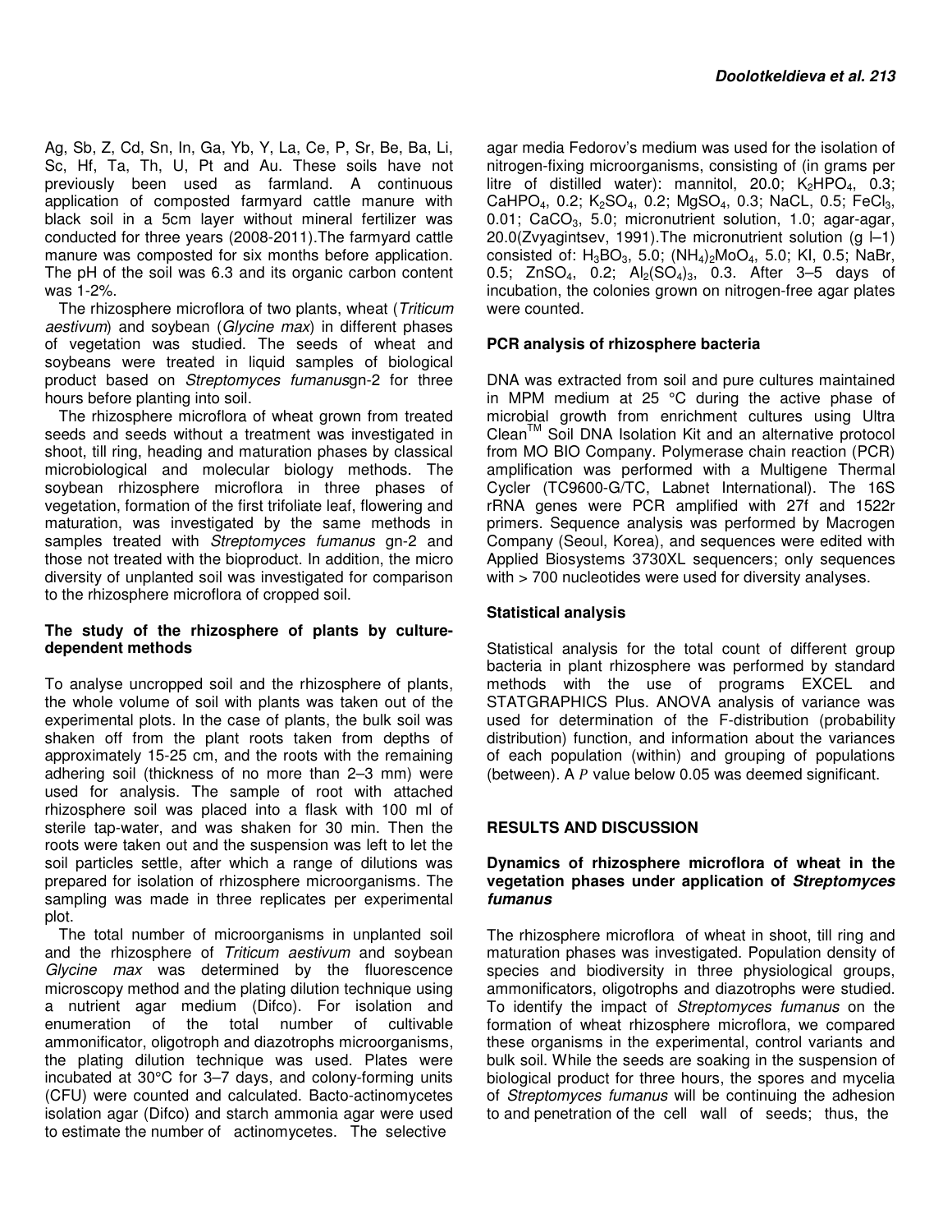Ag, Sb, Z, Cd, Sn, In, Ga, Yb, Y, La, Ce, P, Sr, Be, Ba, Li, Sc, Hf, Ta, Th, U, Pt and Au. These soils have not previously been used as farmland. A continuous application of composted farmyard cattle manure with black soil in a 5cm layer without mineral fertilizer was conducted for three years (2008-2011).The farmyard cattle manure was composted for six months before application. The pH of the soil was 6.3 and its organic carbon content was 1-2%.

The rhizosphere microflora of two plants, wheat (*Triticum aestivum*) and soybean (*Glycine max*) in different phases of vegetation was studied. The seeds of wheat and soybeans were treated in liquid samples of biological product based on *Streptomyces fumanus*gn-2 for three hours before planting into soil.

The rhizosphere microflora of wheat grown from treated seeds and seeds without a treatment was investigated in shoot, till ring, heading and maturation phases by classical microbiological and molecular biology methods. The soybean rhizosphere microflora in three phases of vegetation, formation of the first trifoliate leaf, flowering and maturation, was investigated by the same methods in samples treated with *Streptomyces fumanus* gn-2 and those not treated with the bioproduct. In addition, the micro diversity of unplanted soil was investigated for comparison to the rhizosphere microflora of cropped soil.

### The study of the rhizosphere of plants by culture-dependent methods

To analyse uncropped soil and the rhizosphere of plants, the whole volume of soil with plants was taken out of the experimental plots. In the case of plants, the bulk soil was shaken off from the plant roots taken from depths of approximately 15-25 cm, and the roots with the remaining adhering soil (thickness of no more than 2–3 mm) were used for analysis. The sample of root with attached rhizosphere soil was placed into a flask with 100 ml of sterile tap-water, and was shaken for 30 min. Then the roots were taken out and the suspension was left to let the soil particles settle, after which a range of dilutions was prepared for isolation of rhizosphere microorganisms. The sampling was made in three replicates per experimental plot.

The total number of microorganisms in unplanted soil and the rhizosphere of *Triticum aestivum* and soybean *Glycine max* was determined by the fluorescence microscopy method and the plating dilution technique using a nutrient agar medium (Difco). For isolation and enumeration of the total number of cultivable ammonificator, oligotroph and diazotrophs microorganisms, the plating dilution technique was used. Plates were incubated at 30°C for 3–7 days, and colony-forming units (CFU) were counted and calculated. Bacto-actinomycetes isolation agar (Difco) and starch ammonia agar were used to estimate the number of actinomycetes. The selective agar media Fedorov's medium was used for the isolation of nitrogen-fixing microorganisms, consisting of (in grams per litre of distilled water): mannitol, 20.0; $K_2HPO_4$, 0.3; $CaHPO_4$, 0.2; $K_2SO_4$, 0.2; $MgSO_4$, 0.3; NaCL, 0.5; $FeCl_3$, 0.01; $CaCO_3$, 5.0; micronutrient solution, 1.0; agar-agar, 20.0(Zvyagintsev, 1991).The micronutrient solution (g l–1) consisted of: $H_3BO_3$, 5.0; $(NH_4)_2MoO_4$, 5.0; KI, 0.5; NaBr, 0.5; $ZnSO_4$, 0.2; $Al_2(SO_4)_3$, 0.3. After 3–5 days of incubation, the colonies grown on nitrogen-free agar plates were counted.

### PCR analysis of rhizosphere bacteria

DNA was extracted from soil and pure cultures maintained in MPM medium at 25 °C during the active phase of microbial growth from enrichment cultures using Ultra Clean[TM] Soil DNA Isolation Kit and an alternative protocol from MO BIO Company. Polymerase chain reaction (PCR) amplification was performed with a Multigene Thermal Cycler (TC9600-G/TC, Labnet International). The 16S rRNA genes were PCR amplified with 27f and 1522r primers. Sequence analysis was performed by Macrogen Company (Seoul, Korea), and sequences were edited with Applied Biosystems 3730XL sequencers; only sequences with > 700 nucleotides were used for diversity analyses.

### Statistical analysis

Statistical analysis for the total count of different group bacteria in plant rhizosphere was performed by standard methods with the use of programs EXCEL and STATGRAPHICS Plus. ANOVA analysis of variance was used for determination of the F-distribution (probability distribution) function, and information about the variances of each population (within) and grouping of populations (between). A $P$ value below 0.05 was deemed significant.

## RESULTS AND DISCUSSION

### Dynamics of rhizosphere microflora of wheat in the vegetation phases under application of *Streptomyces fumanus*

The rhizosphere microflora of wheat in shoot, till ring and maturation phases was investigated. Population density of species and biodiversity in three physiological groups, ammonificators, oligotrophs and diazotrophs were studied. To identify the impact of *Streptomyces fumanus* on the formation of wheat rhizosphere microflora, we compared these organisms in the experimental, control variants and bulk soil. While the seeds are soaking in the suspension of biological product for three hours, the spores and mycelia of *Streptomyces fumanus* will be continuing the adhesion to and penetration of the cell wall of seeds; thus, the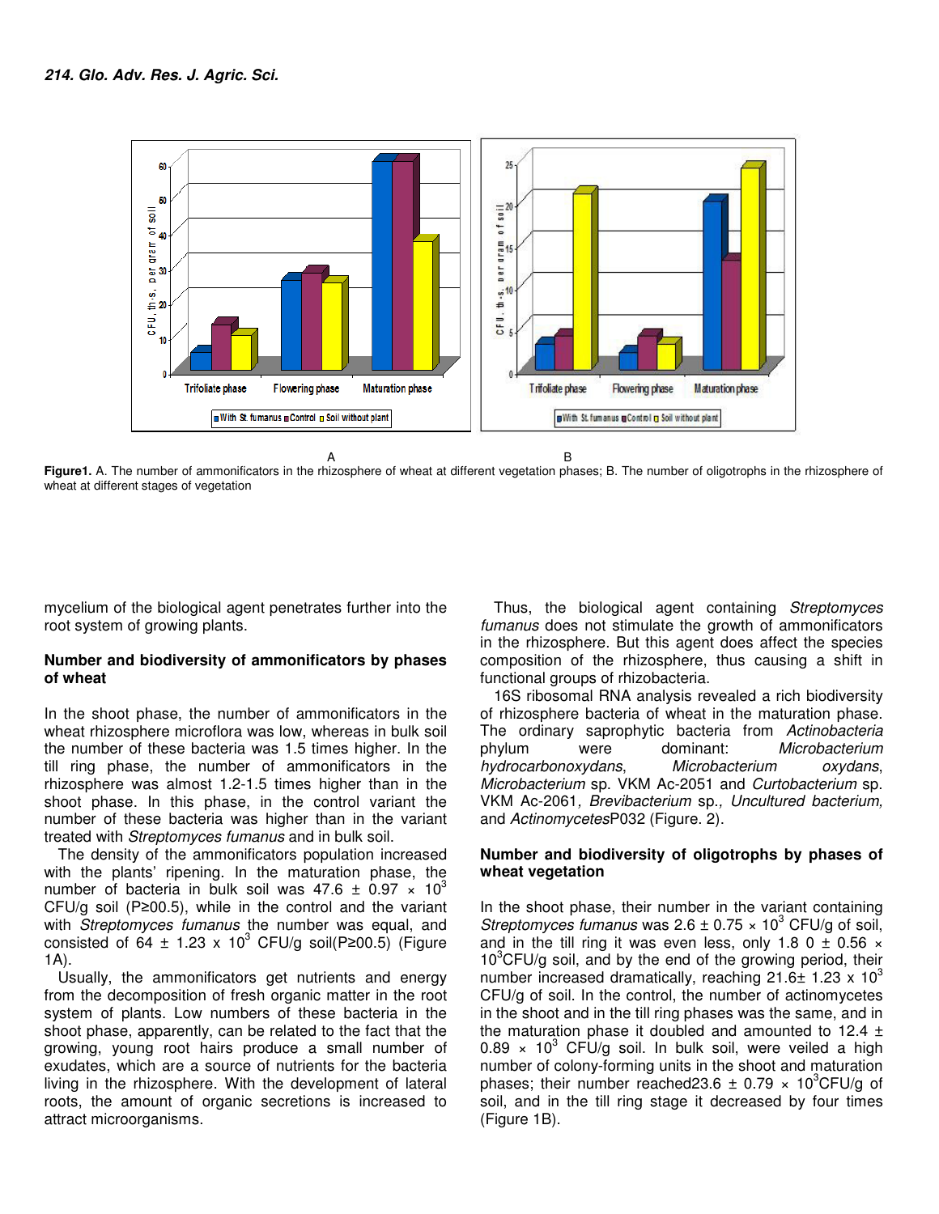A B

**Figure1.** A. The number of ammonificators in the rhizosphere of wheat at different vegetation phases; B. The number of oligotrophs in the rhizosphere of wheat at different stages of vegetation

mycelium of the biological agent penetrates further into the root system of growing plants.

**Number and biodiversity of ammonificators by phases of wheat**

In the shoot phase, the number of ammonificators in the wheat rhizosphere microflora was low, whereas in bulk soil the number of these bacteria was 1.5 times higher. In the till ring phase, the number of ammonificators in the rhizosphere was almost 1.2-1.5 times higher than in the shoot phase. In this phase, in the control variant the number of these bacteria was higher than in the variant treated with *Streptomyces fumanus* and in bulk soil.

The density of the ammonificators population increased with the plants' ripening. In the maturation phase, the number of bacteria in bulk soil was 47.6 ± 0.97 × $10^3$ CFU/g soil (P≥00.5), while in the control and the variant with *Streptomyces fumanus* the number was equal, and consisted of 64 ± 1.23 x $10^3$ CFU/g soil(P≥00.5) (Figure 1A).

Usually, the ammonificators get nutrients and energy from the decomposition of fresh organic matter in the root system of plants. Low numbers of these bacteria in the shoot phase, apparently, can be related to the fact that the growing, young root hairs produce a small number of exudates, which are a source of nutrients for the bacteria living in the rhizosphere. With the development of lateral roots, the amount of organic secretions is increased to attract microorganisms.

Thus, the biological agent containing *Streptomyces fumanus* does not stimulate the growth of ammonificators in the rhizosphere. But this agent does affect the species composition of the rhizosphere, thus causing a shift in functional groups of rhizobacteria.

16S ribosomal RNA analysis revealed a rich biodiversity of rhizosphere bacteria of wheat in the maturation phase. The ordinary saprophytic bacteria from *Actinobacteria* phylum were dominant: *Microbacterium hydrocarbonoxydans*, *Microbacterium oxydans*, *Microbacterium* sp. VKM Ac-2051 and *Curtobacterium* sp. VKM Ac-2061, *Brevibacterium* sp., *Uncultured bacterium,* and *Actinomycetes*P032 (Figure. 2).

**Number and biodiversity of oligotrophs by phases of wheat vegetation**

In the shoot phase, their number in the variant containing *Streptomyces fumanus* was 2.6 ± 0.75 × $10^3$ CFU/g of soil, and in the till ring it was even less, only 1.8 0 ± 0.56 × $10^3$CFU/g soil, and by the end of the growing period, their number increased dramatically, reaching 21.6± 1.23 x $10^3$ CFU/g of soil. In the control, the number of actinomycetes in the shoot and in the till ring phases was the same, and in the maturation phase it doubled and amounted to 12.4 ± 0.89 × $10^3$ CFU/g soil. In bulk soil, were veiled a high number of colony-forming units in the shoot and maturation phases; their number reached23.6 ± 0.79 × $10^3$CFU/g of soil, and in the till ring stage it decreased by four times (Figure 1B).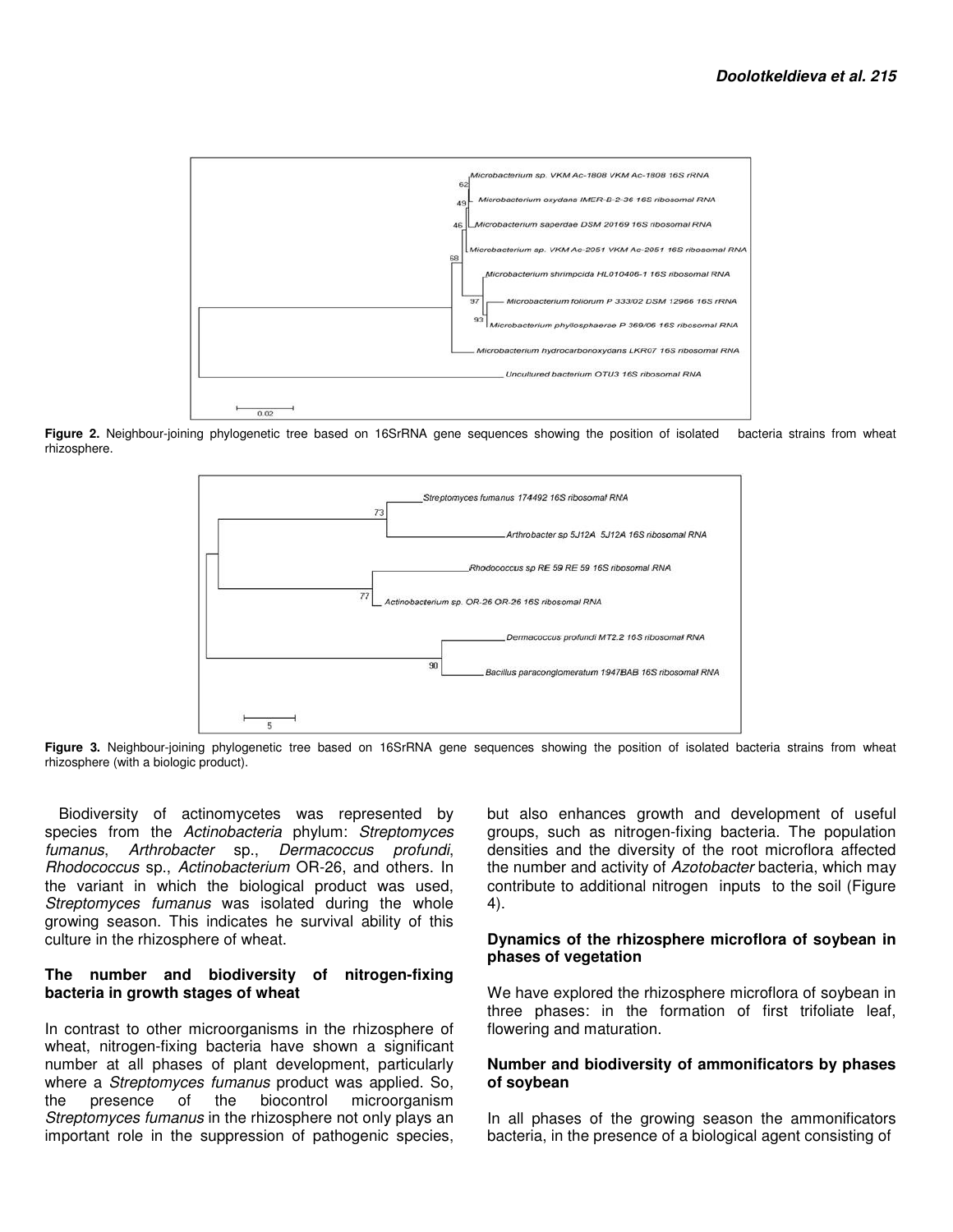**Figure 2.** Neighbour-joining phylogenetic tree based on 16SrRNA gene sequences showing the position of isolated bacteria strains from wheat rhizosphere.

**Figure 3.** Neighbour-joining phylogenetic tree based on 16SrRNA gene sequences showing the position of isolated bacteria strains from wheat rhizosphere (with a biologic product).

Biodiversity of actinomycetes was represented by species from the *Actinobacteria* phylum: *Streptomyces fumanus*, *Arthrobacter* sp., *Dermacoccus profundi*, *Rhodococcus* sp., *Actinobacterium* OR-26, and others. In the variant in which the biological product was used, *Streptomyces fumanus* was isolated during the whole growing season. This indicates he survival ability of this culture in the rhizosphere of wheat.

### The number and biodiversity of nitrogen-fixing bacteria in growth stages of wheat

In contrast to other microorganisms in the rhizosphere of wheat, nitrogen-fixing bacteria have shown a significant number at all phases of plant development, particularly where a *Streptomyces fumanus* product was applied. So, the presence of the biocontrol microorganism *Streptomyces fumanus* in the rhizosphere not only plays an important role in the suppression of pathogenic species, but also enhances growth and development of useful groups, such as nitrogen-fixing bacteria. The population densities and the diversity of the root microflora affected the number and activity of *Azotobacter* bacteria, which may contribute to additional nitrogen inputs to the soil (Figure 4).

### Dynamics of the rhizosphere microflora of soybean in phases of vegetation

We have explored the rhizosphere microflora of soybean in three phases: in the formation of first trifoliate leaf, flowering and maturation.

### Number and biodiversity of ammonificators by phases of soybean

In all phases of the growing season the ammonificators bacteria, in the presence of a biological agent consisting of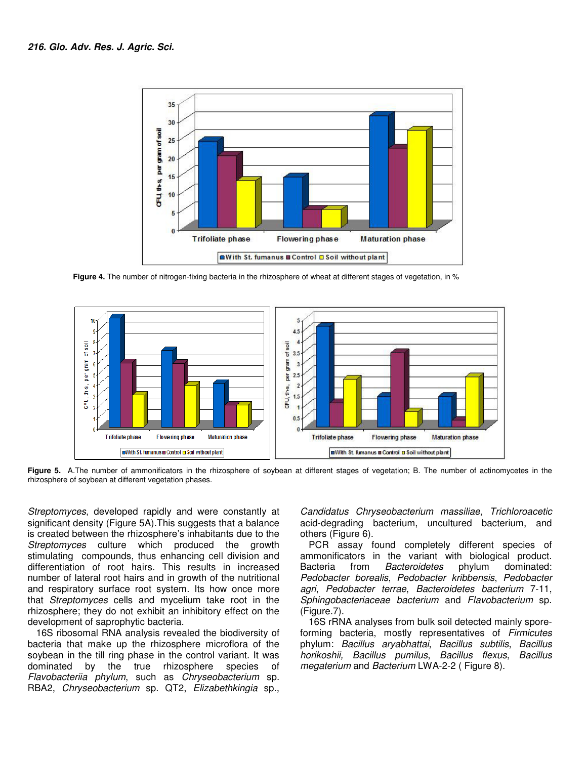Figure 4. The number of nitrogen-fixing bacteria in the rhizosphere of wheat at different stages of vegetation, in %

Figure 5. A.The number of ammonificators in the rhizosphere of soybean at different stages of vegetation; B. The number of actinomycetes in the rhizosphere of soybean at different vegetation phases.

*Streptomyces*, developed rapidly and were constantly at significant density (Figure 5A).This suggests that a balance is created between the rhizosphere's inhabitants due to the *Streptomyces* culture which produced the growth stimulating compounds, thus enhancing cell division and differentiation of root hairs. This results in increased number of lateral root hairs and in growth of the nutritional and respiratory surface root system. Its how once more that *Streptomyces* cells and mycelium take root in the rhizosphere; they do not exhibit an inhibitory effect on the development of saprophytic bacteria.

16S ribosomal RNA analysis revealed the biodiversity of bacteria that make up the rhizosphere microflora of the soybean in the till ring phase in the control variant. It was dominated by the true rhizosphere species of *Flavobacteriia phylum*, such as *Chryseobacterium* sp. RBA2, *Chryseobacterium* sp. QT2, *Elizabethkingia* sp., *Candidatus Chryseobacterium massiliae, Trichloroacetic* acid-degrading bacterium, uncultured bacterium, and others (Figure 6).

PCR assay found completely different species of ammonificators in the variant with biological product. Bacteria from *Bacteroidetes* phylum dominated: *Pedobacter borealis*, *Pedobacter kribbensis*, *Pedobacter agri*, *Pedobacter terrae*, *Bacteroidetes bacterium* 7-11, *Sphingobacteriaceae bacterium* and *Flavobacterium* sp. (Figure.7).

16S rRNA analyses from bulk soil detected mainly spore-forming bacteria, mostly representatives of *Firmicutes* phylum: *Bacillus aryabhattai*, *Bacillus subtilis*, *Bacillus horikoshii, Bacillus pumilus*, *Bacillus flexus*, *Bacillus megaterium* and *Bacterium* LWA-2-2 ( Figure 8).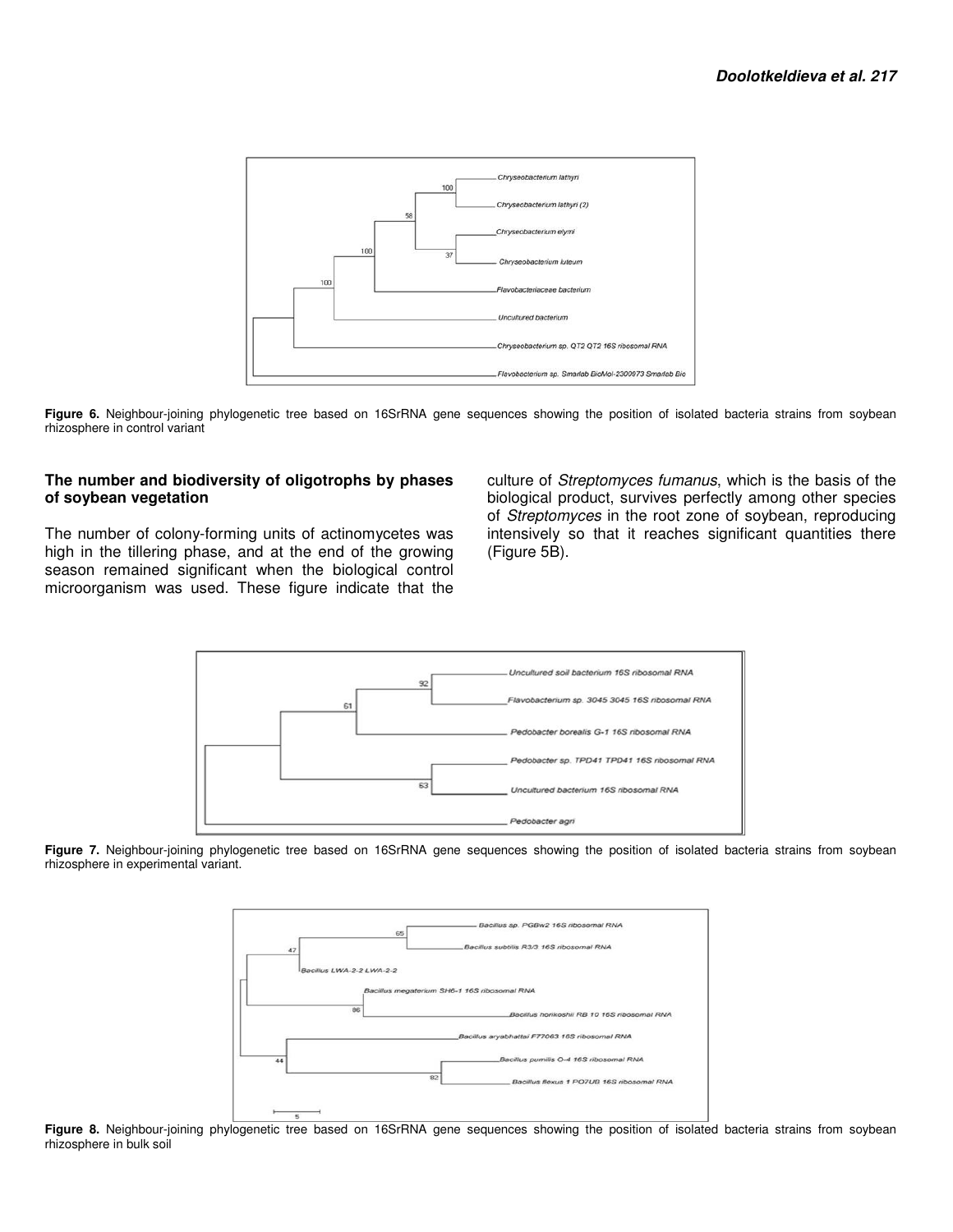**Figure 6.** Neighbour-joining phylogenetic tree based on 16SrRNA gene sequences showing the position of isolated bacteria strains from soybean rhizosphere in control variant

### The number and biodiversity of oligotrophs by phases of soybean vegetation

The number of colony-forming units of actinomycetes was high in the tillering phase, and at the end of the growing season remained significant when the biological control microorganism was used. These figure indicate that the culture of *Streptomyces fumanus*, which is the basis of the biological product, survives perfectly among other species of *Streptomyces* in the root zone of soybean, reproducing intensively so that it reaches significant quantities there (Figure 5B).

**Figure 7.** Neighbour-joining phylogenetic tree based on 16SrRNA gene sequences showing the position of isolated bacteria strains from soybean rhizosphere in experimental variant.

**Figure 8.** Neighbour-joining phylogenetic tree based on 16SrRNA gene sequences showing the position of isolated bacteria strains from soybean rhizosphere in bulk soil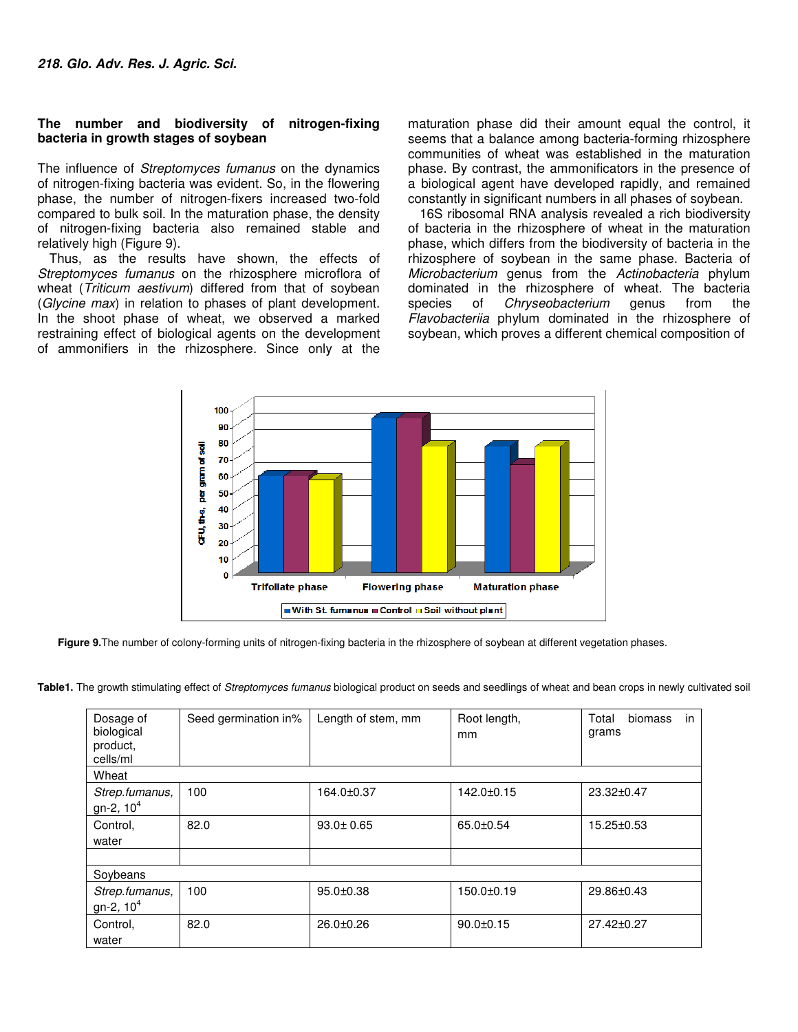### The number and biodiversity of nitrogen-fixing bacteria in growth stages of soybean

The influence of *Streptomyces fumanus* on the dynamics of nitrogen-fixing bacteria was evident. So, in the flowering phase, the number of nitrogen-fixers increased two-fold compared to bulk soil. In the maturation phase, the density of nitrogen-fixing bacteria also remained stable and relatively high (Figure 9).

Thus, as the results have shown, the effects of *Streptomyces fumanus* on the rhizosphere microflora of wheat (*Triticum aestivum*) differed from that of soybean (*Glycine max*) in relation to phases of plant development. In the shoot phase of wheat, we observed a marked restraining effect of biological agents on the development of ammonifiers in the rhizosphere. Since only at the maturation phase did their amount equal the control, it seems that a balance among bacteria-forming rhizosphere communities of wheat was established in the maturation phase. By contrast, the ammonificators in the presence of a biological agent have developed rapidly, and remained constantly in significant numbers in all phases of soybean.

16S ribosomal RNA analysis revealed a rich biodiversity of bacteria in the rhizosphere of wheat in the maturation phase, which differs from the biodiversity of bacteria in the rhizosphere of soybean in the same phase. Bacteria of *Microbacterium* genus from the *Actinobacteria* phylum dominated in the rhizosphere of wheat. The bacteria species of *Chryseobacterium* genus from the *Flavobacteriia* phylum dominated in the rhizosphere of soybean, which proves a different chemical composition of

**Figure 9.** The number of colony-forming units of nitrogen-fixing bacteria in the rhizosphere of soybean at different vegetation phases.

**Table1.** The growth stimulating effect of *Streptomyces fumanus* biological product on seeds and seedlings of wheat and bean crops in newly cultivated soil

| Dosage of biological product, cells/ml | Seed germination in% | Length of stem, mm | Root length, mm | Total biomass in grams |
|---|---|---|---|---|
| Wheat | | | | |
| *Strep.fumanus,* gn-2, $10^4$ | 100 | 164.0±0.37 | 142.0±0.15 | 23.32±0.47 |
| Control, water | 82.0 | 93.0± 0.65 | 65.0±0.54 | 15.25±0.53 |
| | | | | |
| Soybeans | | | | |
| *Strep.fumanus,* gn-2, $10^4$ | 100 | 95.0±0.38 | 150.0±0.19 | 29.86±0.43 |
| Control, water | 82.0 | 26.0±0.26 | 90.0±0.15 | 27.42±0.27 |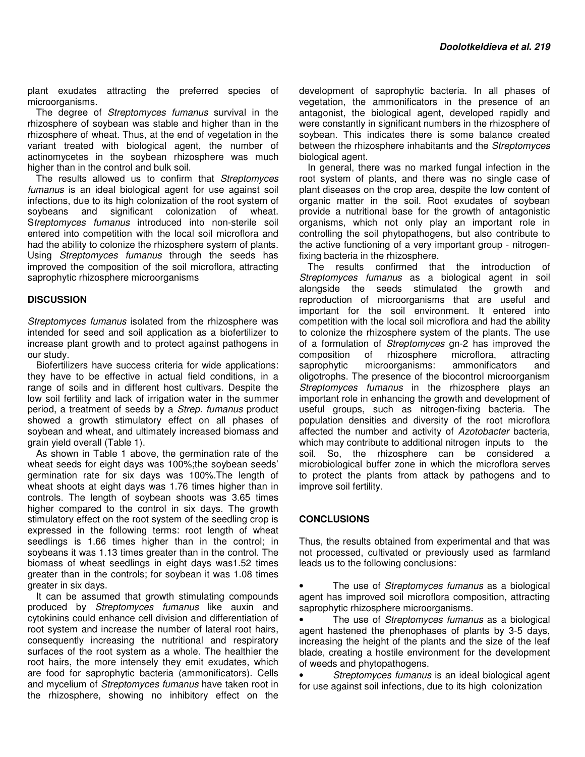plant exudates attracting the preferred species of microorganisms.

The degree of *Streptomyces fumanus* survival in the rhizosphere of soybean was stable and higher than in the rhizosphere of wheat. Thus, at the end of vegetation in the variant treated with biological agent, the number of actinomycetes in the soybean rhizosphere was much higher than in the control and bulk soil.

The results allowed us to confirm that *Streptomyces fumanus* is an ideal biological agent for use against soil infections, due to its high colonization of the root system of soybeans and significant colonization of wheat. S*treptomyces fumanus* introduced into non-sterile soil entered into competition with the local soil microflora and had the ability to colonize the rhizosphere system of plants. Using *Streptomyces fumanus* through the seeds has improved the composition of the soil microflora, attracting saprophytic rhizosphere microorganisms

## DISCUSSION

*Streptomyces fumanus* isolated from the rhizosphere was intended for seed and soil application as a biofertilizer to increase plant growth and to protect against pathogens in our study.

Biofertilizers have success criteria for wide applications: they have to be effective in actual field conditions, in a range of soils and in different host cultivars. Despite the low soil fertility and lack of irrigation water in the summer period, a treatment of seeds by a *Strep. fumanus* product showed a growth stimulatory effect on all phases of soybean and wheat, and ultimately increased biomass and grain yield overall (Table 1).

As shown in Table 1 above, the germination rate of the wheat seeds for eight days was 100%;the soybean seeds' germination rate for six days was 100%.The length of wheat shoots at eight days was 1.76 times higher than in controls. The length of soybean shoots was 3.65 times higher compared to the control in six days. The growth stimulatory effect on the root system of the seedling crop is expressed in the following terms: root length of wheat seedlings is 1.66 times higher than in the control; in soybeans it was 1.13 times greater than in the control. The biomass of wheat seedlings in eight days was1.52 times greater than in the controls; for soybean it was 1.08 times greater in six days.

It can be assumed that growth stimulating compounds produced by *Streptomyces fumanus* like auxin and cytokinins could enhance cell division and differentiation of root system and increase the number of lateral root hairs, consequently increasing the nutritional and respiratory surfaces of the root system as a whole. The healthier the root hairs, the more intensely they emit exudates, which are food for saprophytic bacteria (ammonificators). Cells and mycelium of *Streptomyces fumanus* have taken root in the rhizosphere, showing no inhibitory effect on the development of saprophytic bacteria. In all phases of vegetation, the ammonificators in the presence of an antagonist, the biological agent, developed rapidly and were constantly in significant numbers in the rhizosphere of soybean. This indicates there is some balance created between the rhizosphere inhabitants and the *Streptomyces* biological agent.

In general, there was no marked fungal infection in the root system of plants, and there was no single case of plant diseases on the crop area, despite the low content of organic matter in the soil. Root exudates of soybean provide a nutritional base for the growth of antagonistic organisms, which not only play an important role in controlling the soil phytopathogens, but also contribute to the active functioning of a very important group - nitrogen-fixing bacteria in the rhizosphere.

The results confirmed that the introduction of *Streptomyces fumanus* as a biological agent in soil alongside the seeds stimulated the growth and reproduction of microorganisms that are useful and important for the soil environment. It entered into competition with the local soil microflora and had the ability to colonize the rhizosphere system of the plants. The use of a formulation of *Streptomyces* gn-2 has improved the composition of rhizosphere microflora, attracting saprophytic microorganisms: ammonificators and oligotrophs. The presence of the biocontrol microorganism *Streptomyces fumanus* in the rhizosphere plays an important role in enhancing the growth and development of useful groups, such as nitrogen-fixing bacteria. The population densities and diversity of the root microflora affected the number and activity of *Azotobacter* bacteria, which may contribute to additional nitrogen inputs to the soil. So, the rhizosphere can be considered a microbiological buffer zone in which the microflora serves to protect the plants from attack by pathogens and to improve soil fertility.

## CONCLUSIONS

Thus, the results obtained from experimental and that was not processed, cultivated or previously used as farmland leads us to the following conclusions:

- The use of *Streptomyces fumanus* as a biological agent has improved soil microflora composition, attracting saprophytic rhizosphere microorganisms.
- The use of *Streptomyces fumanus* as a biological agent hastened the phenophases of plants by 3-5 days, increasing the height of the plants and the size of the leaf blade, creating a hostile environment for the development of weeds and phytopathogens.
- *Streptomyces fumanus* is an ideal biological agent for use against soil infections, due to its high colonization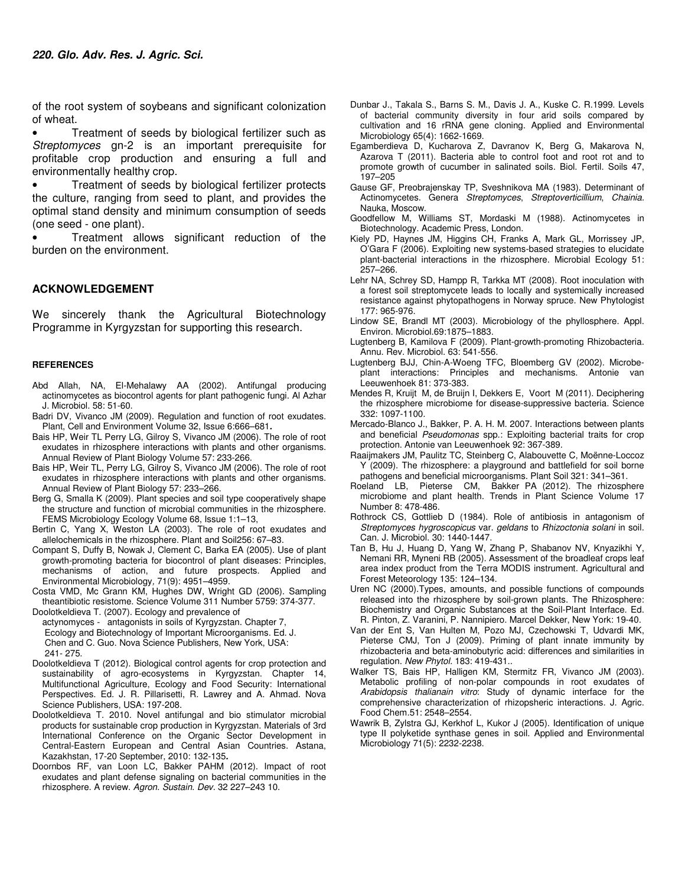of the root system of soybeans and significant colonization of wheat.

- Treatment of seeds by biological fertilizer such as *Streptomyces* gn-2 is an important prerequisite for profitable crop production and ensuring a full and environmentally healthy crop.
- Treatment of seeds by biological fertilizer protects the culture, ranging from seed to plant, and provides the optimal stand density and minimum consumption of seeds (one seed - one plant).
- Treatment allows significant reduction of the burden on the environment.

## ACKNOWLEDGEMENT

We sincerely thank the Agricultural Biotechnology Programme in Kyrgyzstan for supporting this research.

### REFERENCES

Abd Allah, NA, El-Mehalawy AA (2002). Antifungal producing actinomycetes as biocontrol agents for plant pathogenic fungi. Al Azhar J. Microbiol. 58: 51-60.

Badri DV, Vivanco JM (2009). Regulation and function of root exudates. Plant, Cell and Environment Volume 32, Issue 6:666–681.

Bais HP, Weir TL Perry LG, Gilroy S, Vivanco JM (2006). The role of root exudates in rhizosphere interactions with plants and other organisms. Annual Review of Plant Biology Volume 57: 233-266.

Bais HP, Weir TL, Perry LG, Gilroy S, Vivanco JM (2006). The role of root exudates in rhizosphere interactions with plants and other organisms. Annual Review of Plant Biology 57: 233–266.

Berg G, Smalla K (2009). Plant species and soil type cooperatively shape the structure and function of microbial communities in the rhizosphere. FEMS Microbiology Ecology Volume 68, Issue 1:1–13,

Bertin C, Yang X, Weston LA (2003). The role of root exudates and allelochemicals in the rhizosphere. Plant and Soil256: 67–83.

Compant S, Duffy B, Nowak J, Clement C, Barka EA (2005). Use of plant growth-promoting bacteria for biocontrol of plant diseases: Principles, mechanisms of action, and future prospects. Applied and Environmental Microbiology, 71(9): 4951–4959.

Costa VMD, Mc Grann KM, Hughes DW, Wright GD (2006). Sampling theantibiotic resistome. Science Volume 311 Number 5759: 374-377.

Doolotkeldieva T. (2007). Ecology and prevalence of actynomyces - antagonists in soils of Kyrgyzstan. Chapter 7, Ecology and Biotechnology of Important Microorganisms. Ed. J. Chen and C. Guo. Nova Science Publishers, New York, USA: 241- 275.

Doolotkeldieva T (2012). Biological control agents for crop protection and sustainability of agro-ecosystems in Kyrgyzstan. Chapter 14, Multifunctional Agriculture, Ecology and Food Security: International Perspectives. Ed. J. R. Pillarisetti, R. Lawrey and A. Ahmad. Nova Science Publishers, USA: 197-208.

Doolotkeldieva T. 2010. Novel antifungal and bio stimulator microbial products for sustainable crop production in Kyrgyzstan. Materials of 3rd International Conference on the Organic Sector Development in Central-Eastern European and Central Asian Countries. Astana, Kazakhstan, 17-20 September, 2010: 132-135.

Doornbos RF, van Loon LC, Bakker PAHM (2012). Impact of root exudates and plant defense signaling on bacterial communities in the rhizosphere. A review. *Agron. Sustain. Dev*. 32 227–243 10.

Dunbar J., Takala S., Barns S. M., Davis J. A., Kuske C. R.1999. Levels of bacterial community diversity in four arid soils compared by cultivation and 16 rRNA gene cloning. Applied and Environmental Microbiology 65(4): 1662-1669.

Egamberdieva D, Kucharova Z, Davranov K, Berg G, Makarova N, Azarova T (2011). Bacteria able to control foot and root rot and to promote growth of cucumber in salinated soils. Biol. Fertil. Soils 47, 197–205

Gause GF, Preobrajenskay TP, Sveshnikova MA (1983). Determinant of Actinomycetes. Genera *Streptomyces*, *Streptoverticillium*, *Chainia*. Nauka, Moscow.

Goodfellow M, Williams ST, Mordaski M (1988). Actinomycetes in Biotechnology. Academic Press, London.

Kiely PD, Haynes JM, Higgins CH, Franks A, Mark GL, Morrissey JP, O'Gara F (2006). Exploiting new systems-based strategies to elucidate plant-bacterial interactions in the rhizosphere. Microbial Ecology 51: 257–266.

Lehr NA, Schrey SD, Hampp R, Tarkka MT (2008). Root inoculation with a forest soil streptomycete leads to locally and systemically increased resistance against phytopathogens in Norway spruce. New Phytologist 177: 965-976.

Lindow SE, Brandl MT (2003). Microbiology of the phyllosphere. Appl. Environ. Microbiol.69:1875–1883.

Lugtenberg B, Kamilova F (2009). Plant-growth-promoting Rhizobacteria. Annu. Rev. Microbiol. 63: 541-556.

Lugtenberg BJJ, Chin-A-Woeng TFC, Bloemberg GV (2002). Microbe-plant interactions: Principles and mechanisms. Antonie van Leeuwenhoek 81: 373-383.

Mendes R, Kruijt M, de Bruijn I, Dekkers E, Voort M (2011). Deciphering the rhizosphere microbiome for disease-suppressive bacteria. Science 332: 1097-1100.

Mercado-Blanco J., Bakker, P. A. H. M. 2007. Interactions between plants and beneficial *Pseudomonas* spp.: Exploiting bacterial traits for crop protection. Antonie van Leeuwenhoek 92: 367-389.

Raaijmakers JM, Paulitz TC, Steinberg C, Alabouvette C, Moënne-Loccoz Y (2009). The rhizosphere: a playground and battlefield for soil borne pathogens and beneficial microorganisms. Plant Soil 321: 341–361.

Roeland LB, Pieterse CM, Bakker PA (2012). The rhizosphere microbiome and plant health. Trends in Plant Science Volume 17 Number 8: 478-486.

Rothrock CS, Gottlieb D (1984). Role of antibiosis in antagonism of *Streptomyces hygroscopicus* var. *geldans* to *Rhizoctonia solani* in soil. Can. J. Microbiol. 30: 1440-1447.

Tan B, Hu J, Huang D, Yang W, Zhang P, Shabanov NV, Knyazikhi Y, Nemani RR, Myneni RB (2005). Assessment of the broadleaf crops leaf area index product from the Terra MODIS instrument. Agricultural and Forest Meteorology 135: 124–134.

Uren NC (2000).Types, amounts, and possible functions of compounds released into the rhizosphere by soil-grown plants. The Rhizosphere: Biochemistry and Organic Substances at the Soil-Plant Interface. Ed. R. Pinton, Z. Varanini, P. Nannipiero. Marcel Dekker, New York: 19-40.

Van der Ent S, Van Hulten M, Pozo MJ, Czechowski T, Udvardi MK, Pieterse CMJ, Ton J (2009). Priming of plant innate immunity by rhizobacteria and beta-aminobutyric acid: differences and similarities in regulation. *New Phytol.* 183: 419-431..

Walker TS, Bais HP, Halligen KM, Stermitz FR, Vivanco JM (2003). Metabolic profiling of non-polar compounds in root exudates of *Arabidopsis thalianain vitro*: Study of dynamic interface for the comprehensive characterization of rhizopsheric interactions. J. Agric. Food Chem.51: 2548–2554.

Wawrik B, Zylstra GJ, Kerkhof L, Kukor J (2005). Identification of unique type II polyketide synthase genes in soil. Applied and Environmental Microbiology 71(5): 2232-2238.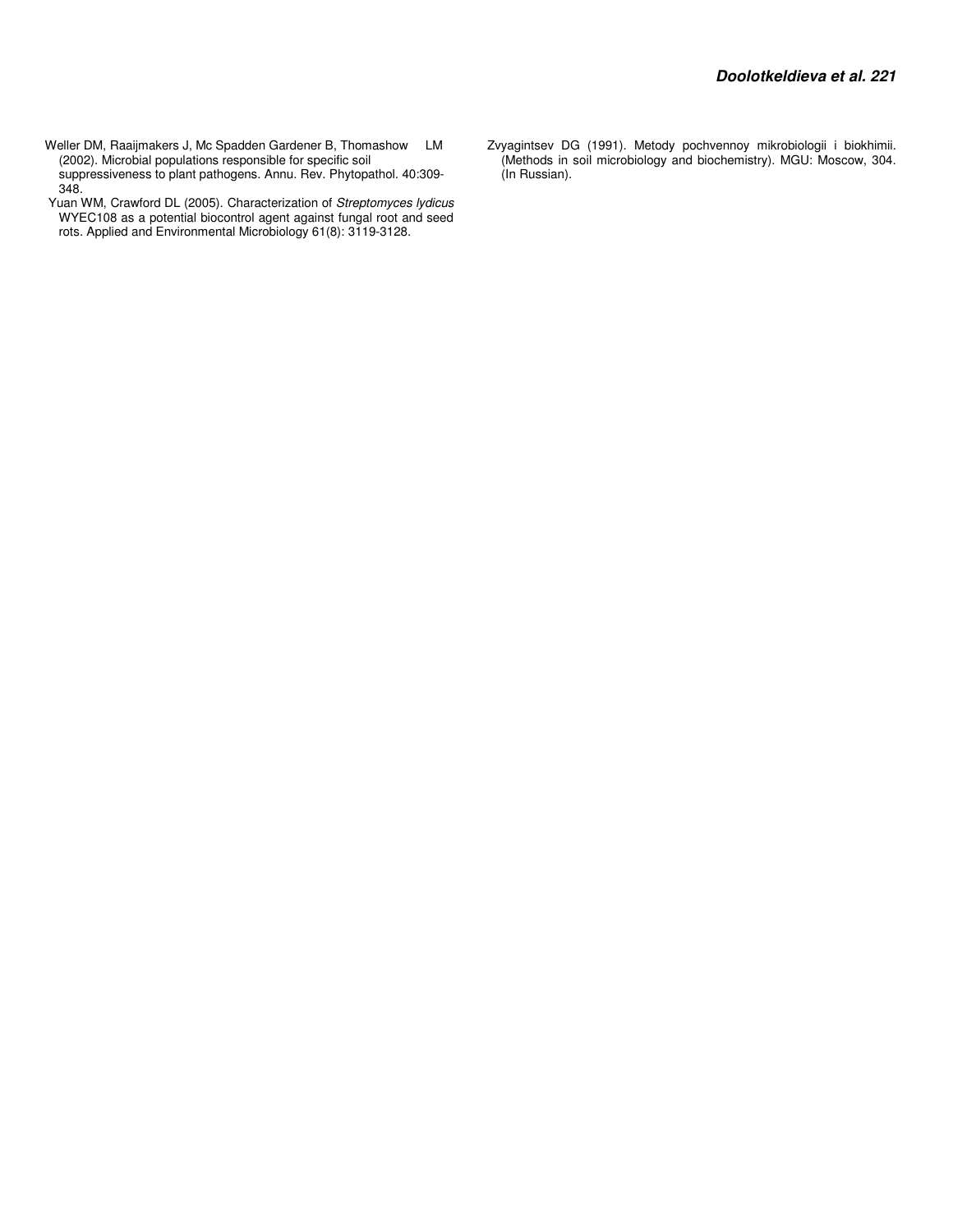Weller DM, Raaijmakers J, Mc Spadden Gardener B, Thomashow LM (2002). Microbial populations responsible for specific soil suppressiveness to plant pathogens. Annu. Rev. Phytopathol. 40:309-348.

Yuan WM, Crawford DL (2005). Characterization of *Streptomyces lydicus* WYEC108 as a potential biocontrol agent against fungal root and seed rots. Applied and Environmental Microbiology 61(8): 3119-3128.

Zvyagintsev DG (1991). Metody pochvennoy mikrobiologii i biokhimii. (Methods in soil microbiology and biochemistry). MGU: Moscow, 304. (In Russian).